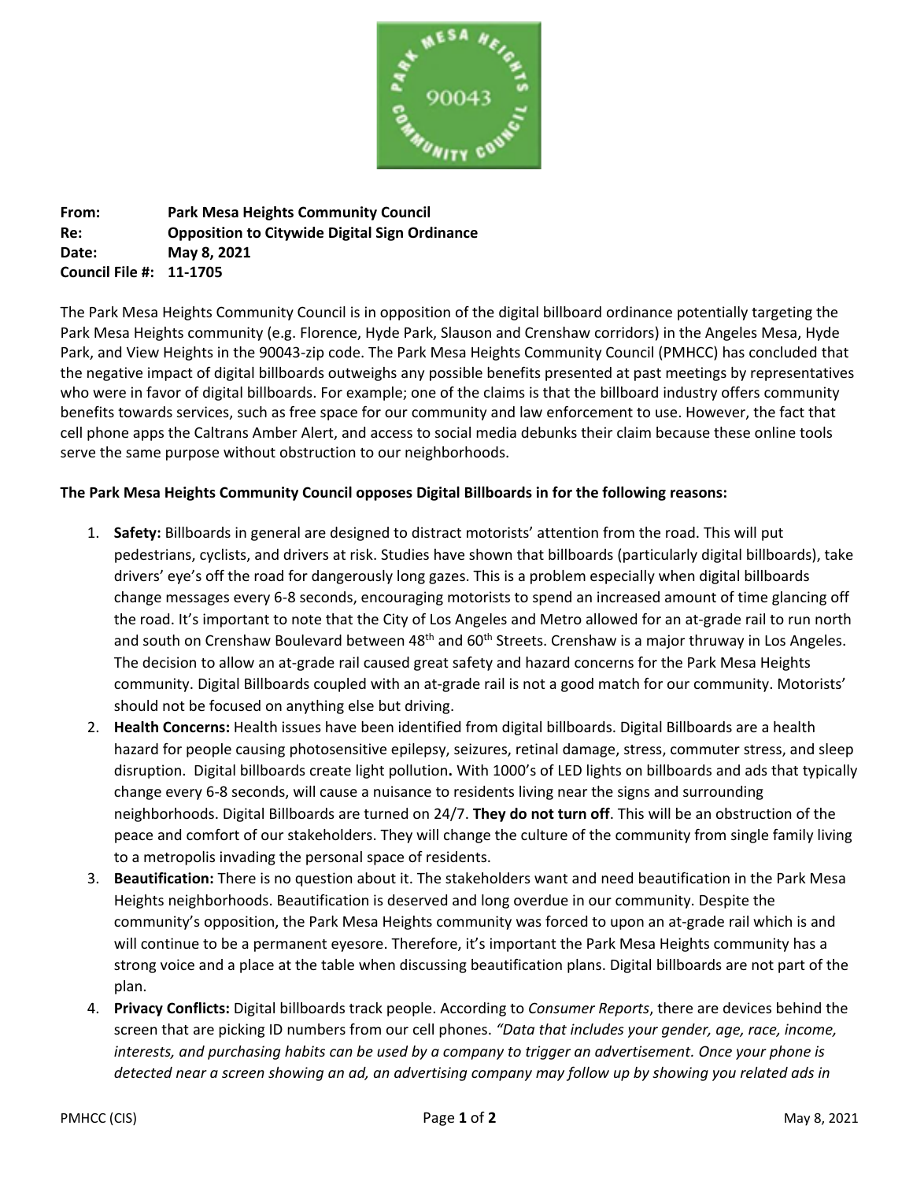**From:** **Park Mesa Heights Community Council**
**Re:** **Opposition to Citywide Digital Sign Ordinance**
**Date:** **May 8, 2021**
**Council File #:** **11-1705**

The Park Mesa Heights Community Council is in opposition of the digital billboard ordinance potentially targeting the Park Mesa Heights community (e.g. Florence, Hyde Park, Slauson and Crenshaw corridors) in the Angeles Mesa, Hyde Park, and View Heights in the 90043-zip code. The Park Mesa Heights Community Council (PMHCC) has concluded that the negative impact of digital billboards outweighs any possible benefits presented at past meetings by representatives who were in favor of digital billboards. For example; one of the claims is that the billboard industry offers community benefits towards services, such as free space for our community and law enforcement to use. However, the fact that cell phone apps the Caltrans Amber Alert, and access to social media debunks their claim because these online tools serve the same purpose without obstruction to our neighborhoods.

**The Park Mesa Heights Community Council opposes Digital Billboards in for the following reasons:**

1. **Safety:** Billboards in general are designed to distract motorists' attention from the road. This will put pedestrians, cyclists, and drivers at risk. Studies have shown that billboards (particularly digital billboards), take drivers' eye's off the road for dangerously long gazes. This is a problem especially when digital billboards change messages every 6-8 seconds, encouraging motorists to spend an increased amount of time glancing off the road. It's important to note that the City of Los Angeles and Metro allowed for an at-grade rail to run north and south on Crenshaw Boulevard between 48th and 60th Streets. Crenshaw is a major thruway in Los Angeles. The decision to allow an at-grade rail caused great safety and hazard concerns for the Park Mesa Heights community. Digital Billboards coupled with an at-grade rail is not a good match for our community. Motorists' should not be focused on anything else but driving.
2. **Health Concerns:** Health issues have been identified from digital billboards. Digital Billboards are a health hazard for people causing photosensitive epilepsy, seizures, retinal damage, stress, commuter stress, and sleep disruption. Digital billboards create light pollution**.** With 1000's of LED lights on billboards and ads that typically change every 6-8 seconds, will cause a nuisance to residents living near the signs and surrounding neighborhoods. Digital Billboards are turned on 24/7. **They do not turn off**. This will be an obstruction of the peace and comfort of our stakeholders. They will change the culture of the community from single family living to a metropolis invading the personal space of residents.
3. **Beautification:** There is no question about it. The stakeholders want and need beautification in the Park Mesa Heights neighborhoods. Beautification is deserved and long overdue in our community. Despite the community's opposition, the Park Mesa Heights community was forced to upon an at-grade rail which is and will continue to be a permanent eyesore. Therefore, it's important the Park Mesa Heights community has a strong voice and a place at the table when discussing beautification plans. Digital billboards are not part of the plan.
4. **Privacy Conflicts:** Digital billboards track people. According to *Consumer Reports*, there are devices behind the screen that are picking ID numbers from our cell phones. *"Data that includes your gender, age, race, income, interests, and purchasing habits can be used by a company to trigger an advertisement. Once your phone is detected near a screen showing an ad, an advertising company may follow up by showing you related ads in*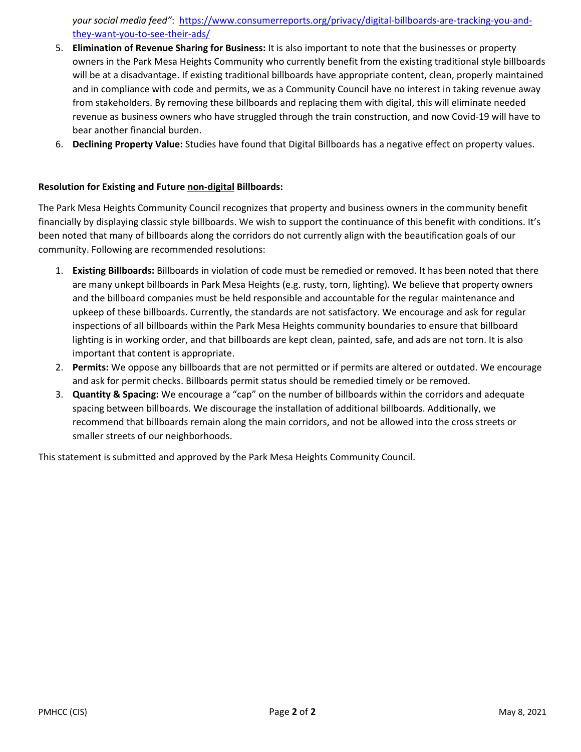*your social media feed"*: [https://www.consumerreports.org/privacy/digital-billboards-are-tracking-you-and-they-want-you-to-see-their-ads/](https://www.consumerreports.org/privacy/digital-billboards-are-tracking-you-and-they-want-you-to-see-their-ads/)

5. **Elimination of Revenue Sharing for Business:** It is also important to note that the businesses or property owners in the Park Mesa Heights Community who currently benefit from the existing traditional style billboards will be at a disadvantage. If existing traditional billboards have appropriate content, clean, properly maintained and in compliance with code and permits, we as a Community Council have no interest in taking revenue away from stakeholders. By removing these billboards and replacing them with digital, this will eliminate needed revenue as business owners who have struggled through the train construction, and now Covid-19 will have to bear another financial burden.
6. **Declining Property Value:** Studies have found that Digital Billboards has a negative effect on property values.

**Resolution for Existing and Future non-digital Billboards:**

The Park Mesa Heights Community Council recognizes that property and business owners in the community benefit financially by displaying classic style billboards. We wish to support the continuance of this benefit with conditions. It's been noted that many of billboards along the corridors do not currently align with the beautification goals of our community. Following are recommended resolutions:

1. **Existing Billboards:** Billboards in violation of code must be remedied or removed. It has been noted that there are many unkept billboards in Park Mesa Heights (e.g. rusty, torn, lighting). We believe that property owners and the billboard companies must be held responsible and accountable for the regular maintenance and upkeep of these billboards. Currently, the standards are not satisfactory. We encourage and ask for regular inspections of all billboards within the Park Mesa Heights community boundaries to ensure that billboard lighting is in working order, and that billboards are kept clean, painted, safe, and ads are not torn. It is also important that content is appropriate.
2. **Permits:** We oppose any billboards that are not permitted or if permits are altered or outdated. We encourage and ask for permit checks. Billboards permit status should be remedied timely or be removed.
3. **Quantity & Spacing:** We encourage a "cap" on the number of billboards within the corridors and adequate spacing between billboards. We discourage the installation of additional billboards. Additionally, we recommend that billboards remain along the main corridors, and not be allowed into the cross streets or smaller streets of our neighborhoods.

This statement is submitted and approved by the Park Mesa Heights Community Council.